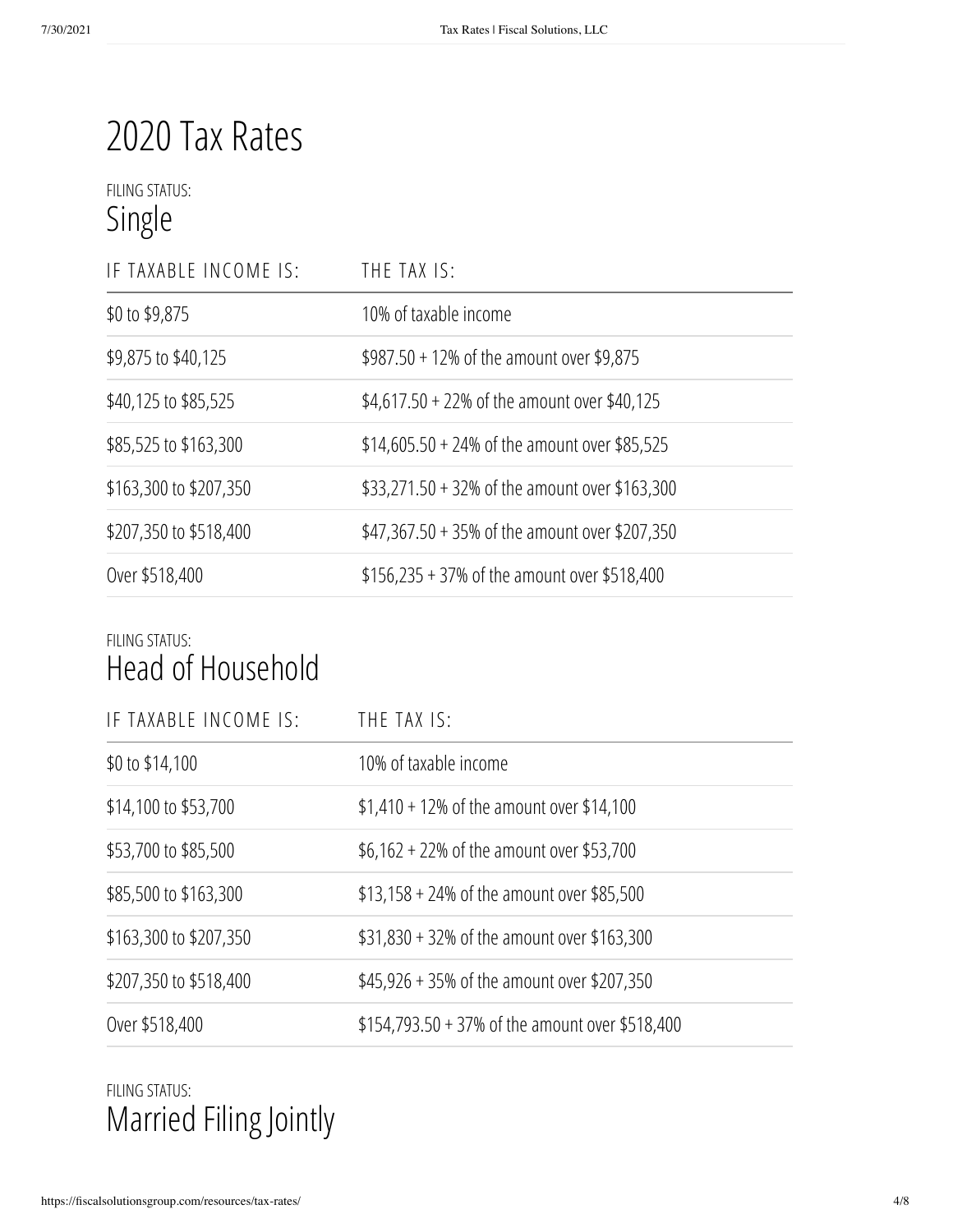# 2020 Tax Rates

FILING STATUS:

## Single

| IF TAXABLE INCOME IS: | THE TAX IS: |
|---|---|
| $0 to $9,875 | 10% of taxable income |
| $9,875 to $40,125 | $987.50 + 12% of the amount over $9,875 |
| $40,125 to $85,525 | $4,617.50 + 22% of the amount over $40,125 |
| $85,525 to $163,300 | $14,605.50 + 24% of the amount over $85,525 |
| $163,300 to $207,350 | $33,271.50 + 32% of the amount over $163,300 |
| $207,350 to $518,400 | $47,367.50 + 35% of the amount over $207,350 |
| Over $518,400 | $156,235 + 37% of the amount over $518,400 |

FILING STATUS:

## Head of Household

| IF TAXABLE INCOME IS: | THE TAX IS: |
|---|---|
| $0 to $14,100 | 10% of taxable income |
| $14,100 to $53,700 | $1,410 + 12% of the amount over $14,100 |
| $53,700 to $85,500 | $6,162 + 22% of the amount over $53,700 |
| $85,500 to $163,300 | $13,158 + 24% of the amount over $85,500 |
| $163,300 to $207,350 | $31,830 + 32% of the amount over $163,300 |
| $207,350 to $518,400 | $45,926 + 35% of the amount over $207,350 |
| Over $518,400 | $154,793.50 + 37% of the amount over $518,400 |

FILING STATUS:

## Married Filing Jointly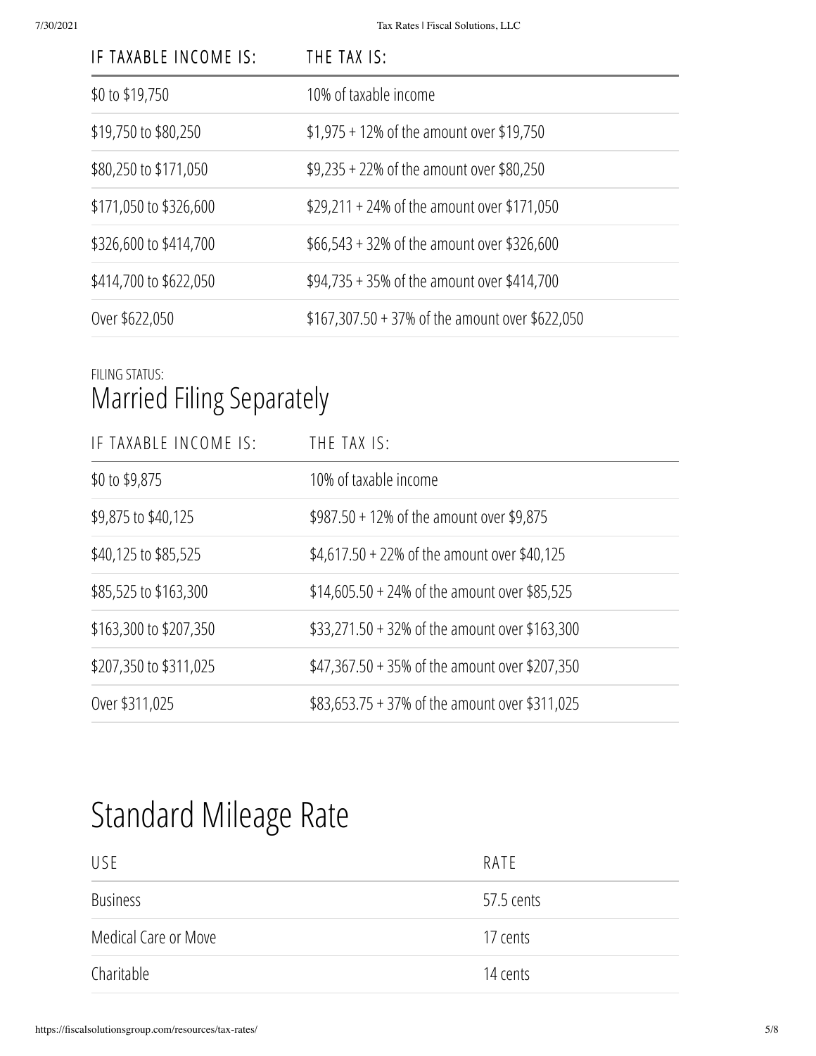| IF TAXABLE INCOME IS: | THE TAX IS: |
| --- | --- |
| $0 to $19,750 | 10% of taxable income |
| $19,750 to $80,250 | $1,975 + 12% of the amount over $19,750 |
| $80,250 to $171,050 | $9,235 + 22% of the amount over $80,250 |
| $171,050 to $326,600 | $29,211 + 24% of the amount over $171,050 |
| $326,600 to $414,700 | $66,543 + 32% of the amount over $326,600 |
| $414,700 to $622,050 | $94,735 + 35% of the amount over $414,700 |
| Over $622,050 | $167,307.50 + 37% of the amount over $622,050 |

FILING STATUS:

## Married Filing Separately

| IF TAXABLE INCOME IS: | THE TAX IS: |
| --- | --- |
| $0 to $9,875 | 10% of taxable income |
| $9,875 to $40,125 | $987.50 + 12% of the amount over $9,875 |
| $40,125 to $85,525 | $4,617.50 + 22% of the amount over $40,125 |
| $85,525 to $163,300 | $14,605.50 + 24% of the amount over $85,525 |
| $163,300 to $207,350 | $33,271.50 + 32% of the amount over $163,300 |
| $207,350 to $311,025 | $47,367.50 + 35% of the amount over $207,350 |
| Over $311,025 | $83,653.75 + 37% of the amount over $311,025 |

# Standard Mileage Rate

| USE | RATE |
| --- | --- |
| Business | 57.5 cents |
| Medical Care or Move | 17 cents |
| Charitable | 14 cents |